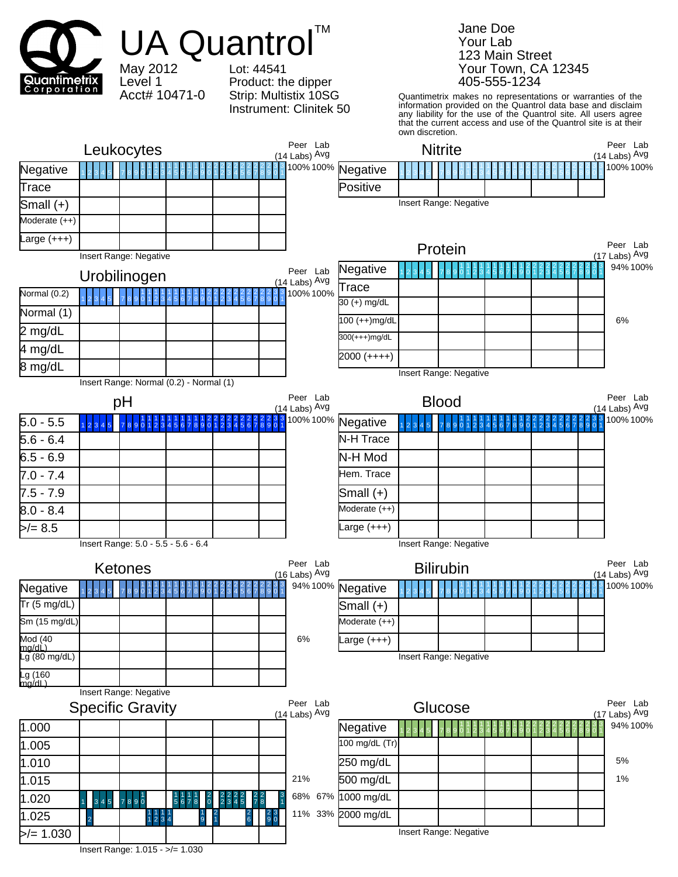# UA Quantrol™

Quantimetrix Corporation

May 2012
Level 1
Acct# 10471-0

Lot: 44541
Product: the dipper
Strip: Multistix 10SG
Instrument: Clinitek 50

Jane Doe
Your Lab
123 Main Street
Your Town, CA 12345
405-555-1234

Quantimetrix makes no representations or warranties of the information provided on the Quantrol data base and disclaim any liability for the use of the Quantrol site. All users agree that the current access and use of the Quantrol site is at their own discretion.

## Leukocytes

| Result | Days | Peer (14 Labs) | Lab Avg |
|---|---|---|---|
| Negative | 1 2 3 4 5 7 8 9 10 11 12 13 14 15 16 17 18 19 20 21 22 23 24 25 26 27 28 29 30 31 | 100% | 100% |
| Trace | | | |
| Small (+) | | | |
| Moderate (++) | | | |
| Large (+++) | | | |

Insert Range: Negative

## Nitrite

| Result | Days | Peer (14 Labs) | Lab Avg |
|---|---|---|---|
| Negative | 1 2 3 4 5 7 8 9 10 11 12 13 14 15 16 17 18 19 20 21 22 23 24 25 26 27 28 29 30 31 | 100% | 100% |
| Positive | | | |

Insert Range: Negative

## Urobilinogen

| Result | Days | Peer (14 Labs) | Lab Avg |
|---|---|---|---|
| Normal (0.2) | 1 2 3 4 5 7 8 9 10 11 12 13 14 15 16 17 18 19 20 21 22 23 24 25 26 27 28 29 30 31 | 100% | 100% |
| Normal (1) | | | |
| 2 mg/dL | | | |
| 4 mg/dL | | | |
| 8 mg/dL | | | |

Insert Range: Normal (0.2) - Normal (1)

## Protein

| Result | Days | Peer (17 Labs) | Lab Avg |
|---|---|---|---|
| Negative | 1 2 3 4 5 7 8 9 10 11 12 13 14 15 16 17 18 19 20 21 22 23 24 25 26 27 28 29 30 31 | 94% | 100% |
| Trace | | | |
| 30 (+) mg/dL | | | |
| 100 (++)mg/dL | | 6% | |
| 300(+++)mg/dL | | | |
| 2000 (++++) | | | |

Insert Range: Negative

## pH

| Result | Days | Peer (14 Labs) | Lab Avg |
|---|---|---|---|
| 5.0 - 5.5 | 1 2 3 4 5 7 8 9 10 11 12 13 14 15 16 17 18 19 20 21 22 23 24 25 26 27 28 29 30 31 | 100% | 100% |
| 5.6 - 6.4 | | | |
| 6.5 - 6.9 | | | |
| 7.0 - 7.4 | | | |
| 7.5 - 7.9 | | | |
| 8.0 - 8.4 | | | |
| >/= 8.5 | | | |

Insert Range: 5.0 - 5.5 - 5.6 - 6.4

## Blood

| Result | Days | Peer (14 Labs) | Lab Avg |
|---|---|---|---|
| Negative | 1 2 3 4 5 7 8 9 10 11 12 13 14 15 16 17 18 19 20 21 22 23 24 25 26 27 28 29 30 31 | 100% | 100% |
| N-H Trace | | | |
| N-H Mod | | | |
| Hem. Trace | | | |
| Small (+) | | | |
| Moderate (++) | | | |
| Large (+++) | | | |

Insert Range: Negative

## Ketones

| Result | Days | Peer (16 Labs) | Lab Avg |
|---|---|---|---|
| Negative | 1 2 3 4 5 7 8 9 10 11 12 13 14 15 16 17 18 19 20 21 22 23 24 25 26 27 28 29 30 31 | 94% | 100% |
| Tr (5 mg/dL) | | | |
| Sm (15 mg/dL) | | | |
| Mod (40 mg/dL) | | 6% | |
| Lg (80 mg/dL) | | | |
| Lg (160 mg/dL) | | | |

Insert Range: Negative

## Bilirubin

| Result | Days | Peer (14 Labs) | Lab Avg |
|---|---|---|---|
| Negative | 1 2 3 4 5 7 8 9 10 11 12 13 14 15 16 17 18 19 20 21 22 23 24 25 26 27 28 29 30 31 | 100% | 100% |
| Small (+) | | | |
| Moderate (++) | | | |
| Large (+++) | | | |

Insert Range: Negative

## Specific Gravity

| Result | Days | Peer (14 Labs) | Lab Avg |
|---|---|---|---|
| 1.000 | | | |
| 1.005 | | | |
| 1.010 | | | |
| 1.015 | | 21% | |
| 1.020 | 1 3 4 5 7 8 9 10 15 16 17 18 20 22 23 24 25 27 28 31 | 68% | 67% |
| 1.025 | 2 11 12 13 14 19 21 26 29 30 | 11% | 33% |
| >/= 1.030 | | | |

Insert Range: 1.015 - >/= 1.030

## Glucose

| Result | Days | Peer (17 Labs) | Lab Avg |
|---|---|---|---|
| Negative | 1 2 3 4 5 7 8 9 10 11 12 13 14 15 16 17 18 19 20 21 22 23 24 25 26 27 28 29 30 31 | 94% | 100% |
| 100 mg/dL (Tr) | | | |
| 250 mg/dL | | 5% | |
| 500 mg/dL | | 1% | |
| 1000 mg/dL | | | |
| 2000 mg/dL | | | |

Insert Range: Negative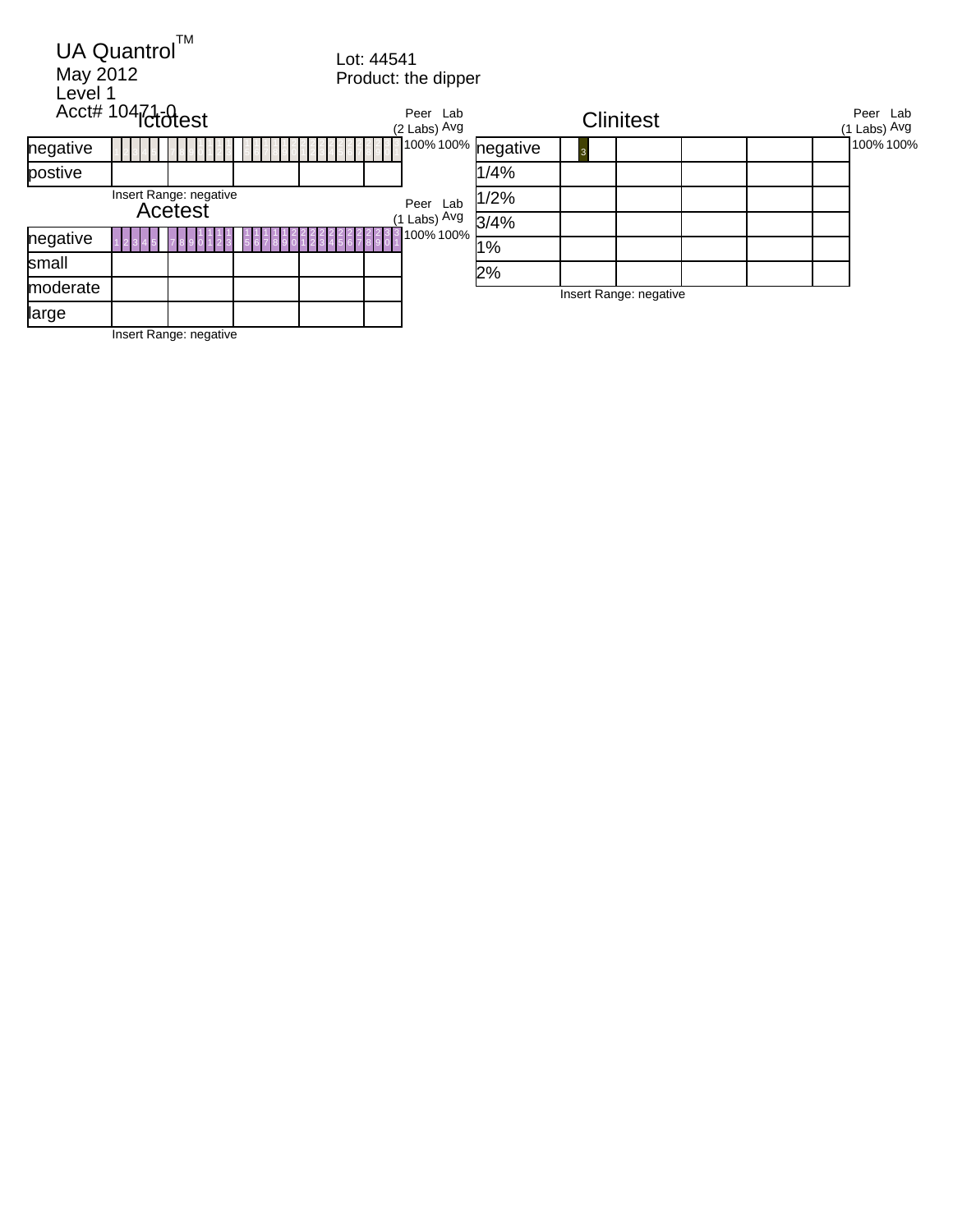UA Quantrol™

May 2012

Level 1

Acct# 10471-0

Lot: 44541

Product: the dipper

## Ictotest

| | | | | | | Peer (2 Labs) | Lab Avg |
|---|---|---|---|---|---|---|---|
| negative | | | | | | 100% | 100% |
| postive | | | | | | | |

Insert Range: negative

## Acetest

| | | | | | | Peer (1 Labs) | Lab Avg |
|---|---|---|---|---|---|---|---|
| negative | 1 2 3 4 5 | 7 8 9 10 11 12 13 | 15 16 17 18 19 20 21 | 22 23 24 25 26 27 28 | 29 30 31 | 100% | 100% |
| small | | | | | | | |
| moderate | | | | | | | |
| large | | | | | | | |

Insert Range: negative

## Clinitest

| | | | | | | Peer (1 Labs) | Lab Avg |
|---|---|---|---|---|---|---|---|
| negative | 3 | | | | | 100% | 100% |
| 1/4% | | | | | | | |
| 1/2% | | | | | | | |
| 3/4% | | | | | | | |
| 1% | | | | | | | |
| 2% | | | | | | | |

Insert Range: negative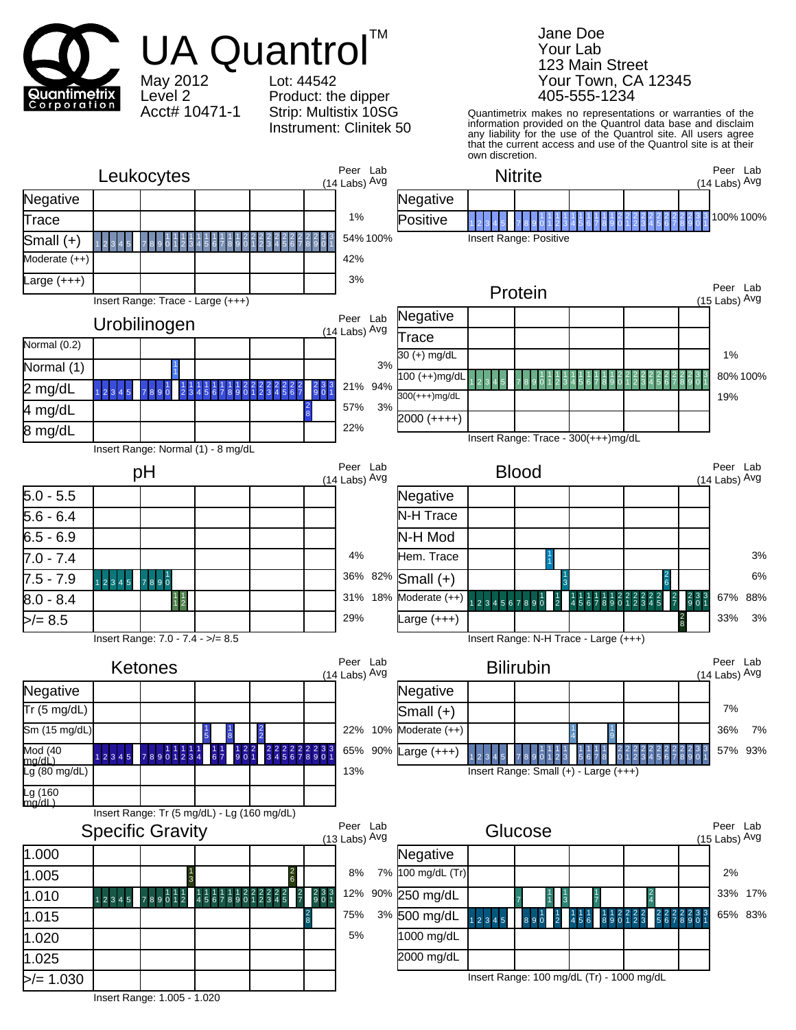# UA Quantrol™

Quantimetrix Corporation

May 2012
Level 2
Acct# 10471-1

Lot: 44542
Product: the dipper
Strip: Multistix 10SG
Instrument: Clinitek 50

Jane Doe
Your Lab
123 Main Street
Your Town, CA 12345
405-555-1234

Quantimetrix makes no representations or warranties of the information provided on the Quantrol data base and disclaim any liability for the use of the Quantrol site. All users agree that the current access and use of the Quantrol site is at their own discretion.

## Leukocytes

| Result | Days | Peer (14 Labs) | Lab Avg |
|---|---|---|---|
| Negative | | | |
| Trace | | 1% | |
| Small (+) | 1 2 3 4 5 7 8 9 10 11 12 13 14 15 16 17 18 19 20 21 22 23 24 25 26 27 28 29 30 31 | 54% | 100% |
| Moderate (++) | | 42% | |
| Large (+++) | | 3% | |

Insert Range: Trace - Large (+++)

## Nitrite

| Result | Days | Peer (14 Labs) | Lab Avg |
|---|---|---|---|
| Negative | | | |
| Positive | 1 2 3 4 5 7 8 9 10 11 12 13 14 15 16 17 18 19 20 21 22 23 24 25 26 27 28 29 30 31 | 100% | 100% |

Insert Range: Positive

## Urobilinogen

| Result | Days | Peer (14 Labs) | Lab Avg |
|---|---|---|---|
| Normal (0.2) | | | |
| Normal (1) | 11 | | 3% |
| 2 mg/dL | 1 2 3 4 5 7 8 9 10 12 13 14 15 16 17 18 19 20 21 22 23 24 25 26 27 29 30 31 | 21% | 94% |
| 4 mg/dL | 28 | 57% | 3% |
| 8 mg/dL | | 22% | |

Insert Range: Normal (1) - 8 mg/dL

## Protein

| Result | Days | Peer (15 Labs) | Lab Avg |
|---|---|---|---|
| Negative | | | |
| Trace | | | |
| 30 (+) mg/dL | | 1% | |
| 100 (++)mg/dL | 1 2 3 4 5 7 8 9 10 11 12 13 14 15 16 17 18 19 20 21 22 23 24 25 26 27 28 29 30 31 | 80% | 100% |
| 300(+++)mg/dL | | 19% | |
| 2000 (++++) | | | |

Insert Range: Trace - 300(+++)mg/dL

## pH

| Result | Days | Peer (14 Labs) | Lab Avg |
|---|---|---|---|
| 5.0 - 5.5 | | | |
| 5.6 - 6.4 | | | |
| 6.5 - 6.9 | | | |
| 7.0 - 7.4 | | 4% | |
| 7.5 - 7.9 | 1 2 3 4 5 7 8 9 10 | 36% | 82% |
| 8.0 - 8.4 | 11 12 | 31% | 18% |
| >/= 8.5 | | 29% | |

Insert Range: 7.0 - 7.4 - >/= 8.5

## Blood

| Result | Days | Peer (14 Labs) | Lab Avg |
|---|---|---|---|
| Negative | | | |
| N-H Trace | | | |
| N-H Mod | | | |
| Hem. Trace | 11 | | 3% |
| Small (+) | 13 26 | | 6% |
| Moderate (++) | 1 2 3 4 5 6 7 8 9 10 12 14 15 16 17 18 19 20 21 22 23 24 25 27 29 30 31 | 67% | 88% |
| Large (+++) | 28 | 33% | 3% |

Insert Range: N-H Trace - Large (+++)

## Ketones

| Result | Days | Peer (14 Labs) | Lab Avg |
|---|---|---|---|
| Negative | | | |
| Tr (5 mg/dL) | | | |
| Sm (15 mg/dL) | 15 18 22 | 22% | 10% |
| Mod (40 mg/dL) | 1 2 3 4 5 7 8 9 10 11 12 13 14 16 17 19 20 21 23 24 25 26 27 28 29 30 31 | 65% | 90% |
| Lg (80 mg/dL) | | 13% | |
| Lg (160 mg/dL) | | | |

Insert Range: Tr (5 mg/dL) - Lg (160 mg/dL)

## Bilirubin

| Result | Days | Peer (14 Labs) | Lab Avg |
|---|---|---|---|
| Negative | | | |
| Small (+) | | 7% | |
| Moderate (++) | 14 19 | 36% | 7% |
| Large (+++) | 1 2 3 4 5 7 8 9 10 11 12 13 15 16 17 18 20 21 22 23 24 25 26 27 28 29 30 31 | 57% | 93% |

Insert Range: Small (+) - Large (+++)

## Specific Gravity

| Result | Days | Peer (13 Labs) | Lab Avg |
|---|---|---|---|
| 1.000 | | | |
| 1.005 | 13 26 | 8% | 7% |
| 1.010 | 1 2 3 4 5 7 8 9 10 11 12 14 15 16 17 18 19 20 21 22 23 24 25 27 29 30 31 | 12% | 90% |
| 1.015 | 28 | 75% | 3% |
| 1.020 | | 5% | |
| 1.025 | | | |
| >/= 1.030 | | | |

Insert Range: 1.005 - 1.020

## Glucose

| Result | Days | Peer (15 Labs) | Lab Avg |
|---|---|---|---|
| Negative | | | |
| 100 mg/dL (Tr) | | 2% | |
| 250 mg/dL | 7 11 13 17 24 | 33% | 17% |
| 500 mg/dL | 1 2 3 4 5 8 9 10 12 14 15 16 18 19 20 21 22 23 25 26 27 28 29 30 31 | 65% | 83% |
| 1000 mg/dL | | | |
| 2000 mg/dL | | | |

Insert Range: 100 mg/dL (Tr) - 1000 mg/dL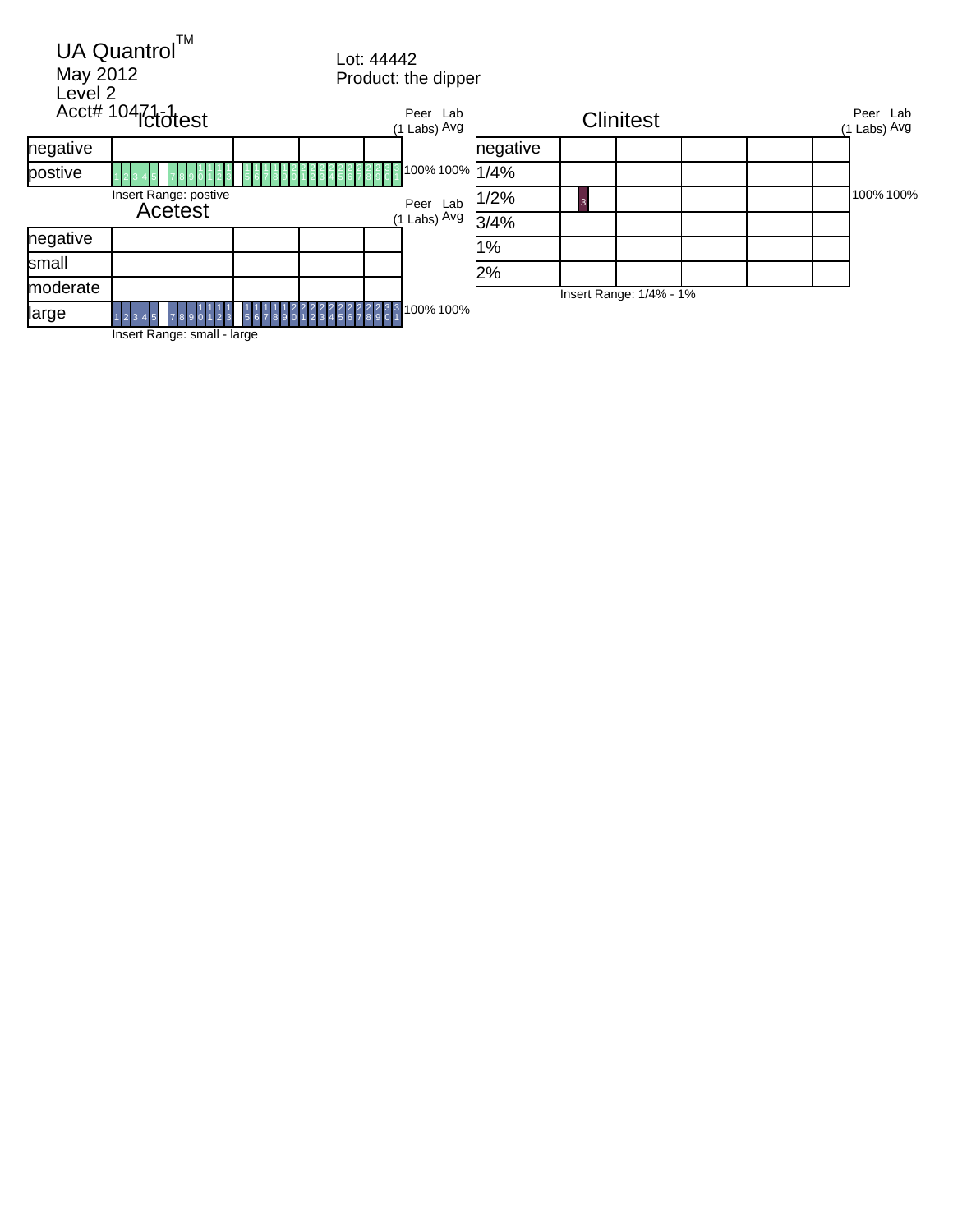UA Quantrol™
May 2012
Level 2
Acct# 10471-1

Lot: 44442
Product: the dipper

## Ictotest

| | | | | | | Peer (1 Labs) | Lab Avg |
|---|---|---|---|---|---|---|---|
| negative | | | | | | | |
| postive | 1 2 3 4 5 | 7 8 9 10 11 12 13 | 15 16 17 18 19 20 | 21 22 23 24 25 26 27 28 29 30 | 31 | 100% | 100% |

Insert Range: postive

## Acetest

| | | | | | | Peer (1 Labs) | Lab Avg |
|---|---|---|---|---|---|---|---|
| negative | | | | | | | |
| small | | | | | | | |
| moderate | | | | | | | |
| large | 1 2 3 4 5 | 7 8 9 10 11 12 13 | 15 16 17 18 19 20 | 21 22 23 24 25 26 27 28 29 30 | 31 | 100% | 100% |

Insert Range: small - large

## Clinitest

| | | | | | | Peer (1 Labs) | Lab Avg |
|---|---|---|---|---|---|---|---|
| negative | | | | | | | |
| 1/4% | | | | | | | |
| 1/2% | 3 | | | | | 100% | 100% |
| 3/4% | | | | | | | |
| 1% | | | | | | | |
| 2% | | | | | | | |

Insert Range: 1/4% - 1%